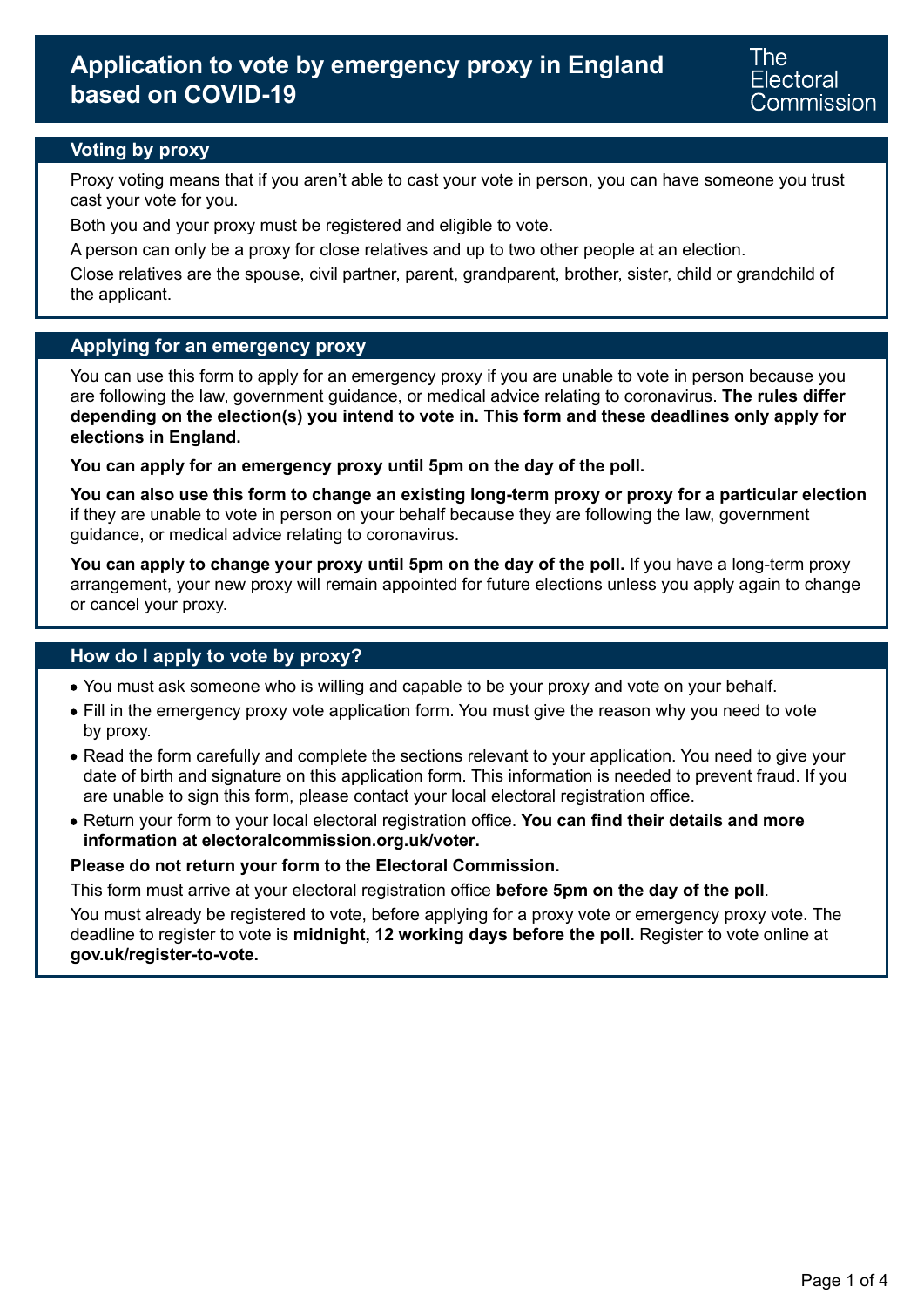# Application to vote by emergency proxy in England based on COVID-19

The Electoral Commission

## Voting by proxy

Proxy voting means that if you aren't able to cast your vote in person, you can have someone you trust cast your vote for you.

Both you and your proxy must be registered and eligible to vote.

A person can only be a proxy for close relatives and up to two other people at an election.

Close relatives are the spouse, civil partner, parent, grandparent, brother, sister, child or grandchild of the applicant.

## Applying for an emergency proxy

You can use this form to apply for an emergency proxy if you are unable to vote in person because you are following the law, government guidance, or medical advice relating to coronavirus. **The rules differ depending on the election(s) you intend to vote in. This form and these deadlines only apply for elections in England.**

**You can apply for an emergency proxy until 5pm on the day of the poll.**

**You can also use this form to change an existing long-term proxy or proxy for a particular election** if they are unable to vote in person on your behalf because they are following the law, government guidance, or medical advice relating to coronavirus.

**You can apply to change your proxy until 5pm on the day of the poll.** If you have a long-term proxy arrangement, your new proxy will remain appointed for future elections unless you apply again to change or cancel your proxy.

## How do I apply to vote by proxy?

- You must ask someone who is willing and capable to be your proxy and vote on your behalf.
- Fill in the emergency proxy vote application form. You must give the reason why you need to vote by proxy.
- Read the form carefully and complete the sections relevant to your application. You need to give your date of birth and signature on this application form. This information is needed to prevent fraud. If you are unable to sign this form, please contact your local electoral registration office.
- Return your form to your local electoral registration office. **You can find their details and more information at electoralcommission.org.uk/voter.**

**Please do not return your form to the Electoral Commission.**

This form must arrive at your electoral registration office **before 5pm on the day of the poll**.

You must already be registered to vote, before applying for a proxy vote or emergency proxy vote. The deadline to register to vote is **midnight, 12 working days before the poll.** Register to vote online at **gov.uk/register-to-vote.**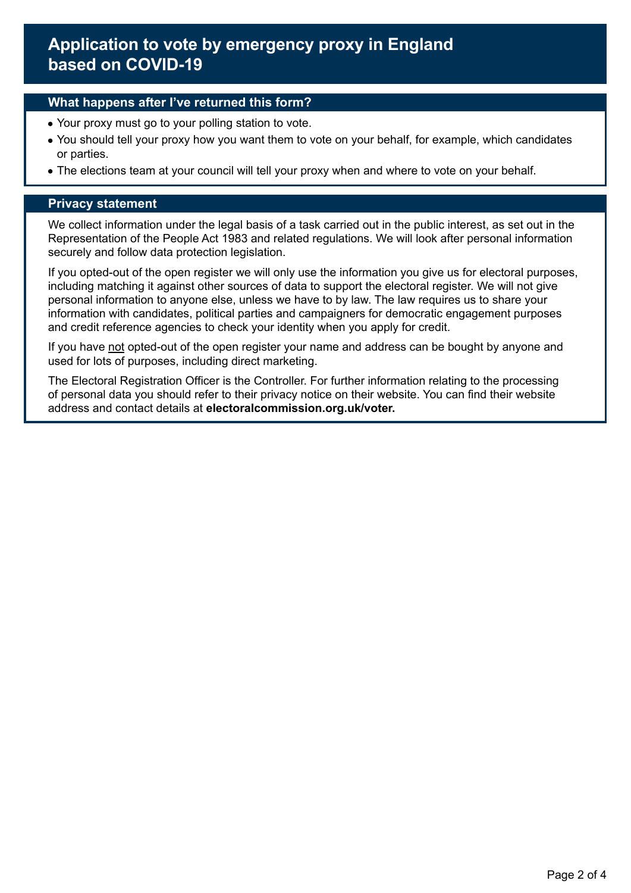# Application to vote by emergency proxy in England based on COVID-19

## What happens after I've returned this form?

- Your proxy must go to your polling station to vote.
- You should tell your proxy how you want them to vote on your behalf, for example, which candidates or parties.
- The elections team at your council will tell your proxy when and where to vote on your behalf.

## Privacy statement

We collect information under the legal basis of a task carried out in the public interest, as set out in the Representation of the People Act 1983 and related regulations. We will look after personal information securely and follow data protection legislation.

If you opted-out of the open register we will only use the information you give us for electoral purposes, including matching it against other sources of data to support the electoral register. We will not give personal information to anyone else, unless we have to by law. The law requires us to share your information with candidates, political parties and campaigners for democratic engagement purposes and credit reference agencies to check your identity when you apply for credit.

If you have <u>not</u> opted-out of the open register your name and address can be bought by anyone and used for lots of purposes, including direct marketing.

The Electoral Registration Officer is the Controller. For further information relating to the processing of personal data you should refer to their privacy notice on their website. You can find their website address and contact details at **electoralcommission.org.uk/voter.**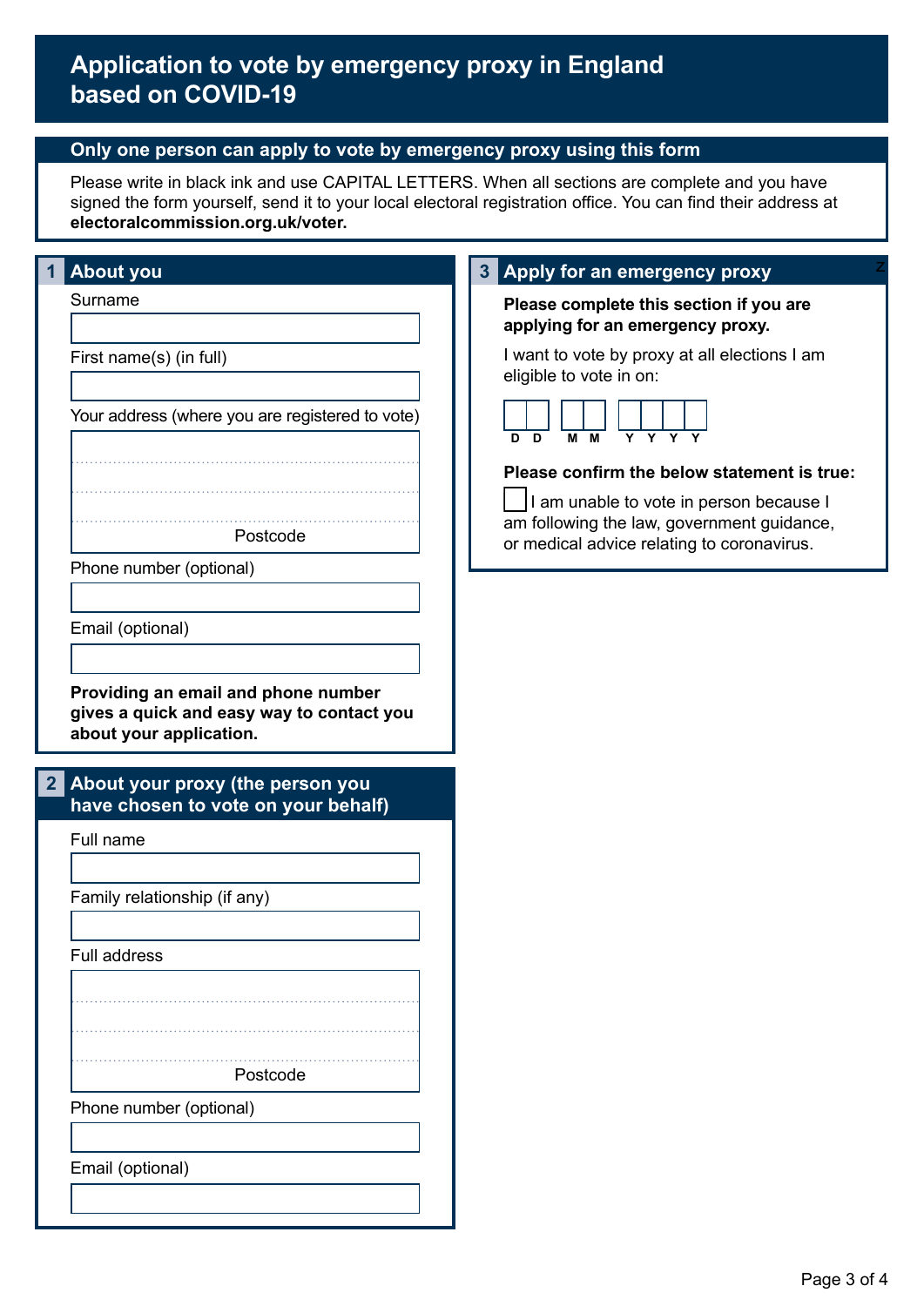# Application to vote by emergency proxy in England based on COVID-19

## Only one person can apply to vote by emergency proxy using this form

Please write in black ink and use CAPITAL LETTERS. When all sections are complete and you have signed the form yourself, send it to your local electoral registration office. You can find their address at **electoralcommission.org.uk/voter.**

## 1 About you

Surname

First name(s) (in full)

Your address (where you are registered to vote)

Postcode

Phone number (optional)

Email (optional)

**Providing an email and phone number gives a quick and easy way to contact you about your application.**

## 2 About your proxy (the person you have chosen to vote on your behalf)

Full name

Family relationship (if any)

Full address

Postcode

Phone number (optional)

Email (optional)

## 3 Apply for an emergency proxy

**Please complete this section if you are applying for an emergency proxy.**

I want to vote by proxy at all elections I am eligible to vote in on:

D D M M Y Y Y Y

**Please confirm the below statement true:**

☐ I am unable to vote in person because I am following the law, government guidance, or medical advice relating to coronavirus.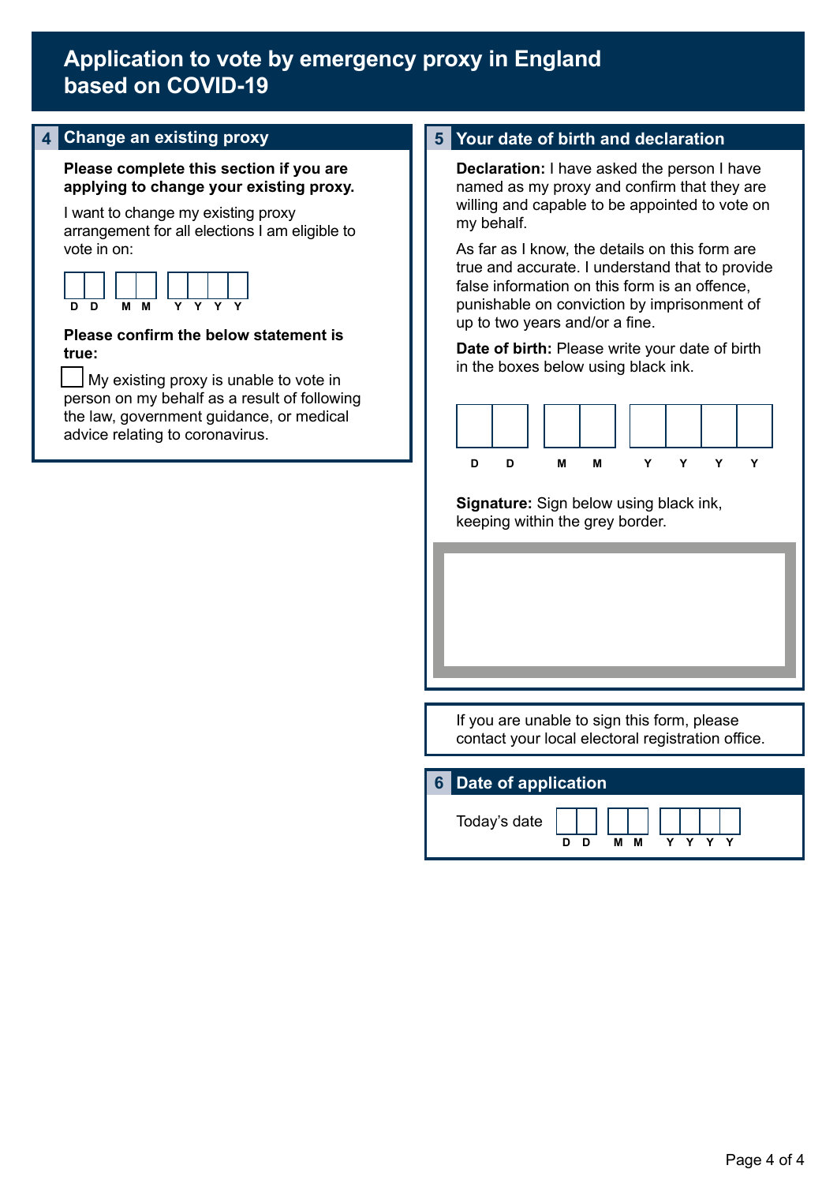# Application to vote by emergency proxy in England based on COVID-19

## 4 Change an existing proxy

**Please complete this section if you are applying to change your existing proxy.**

I want to change my existing proxy arrangement for all elections I am eligible to vote in on:

D D M M Y Y Y Y

**Please confirm the below statement is true:**

☐ My existing proxy is unable to vote in person on my behalf as a result of following the law, government guidance, or medical advice relating to coronavirus.

## 5 Your date of birth and declaration

**Declaration:** I have asked the person I have named as my proxy and confirm that they are willing and capable to be appointed to vote on my behalf.

As far as I know, the details on this form are true and accurate. I understand that to provide false information on this form is an offence, punishable on conviction by imprisonment of up to two years and/or a fine.

**Date of birth:** Please write your date of birth in the boxes below using black ink.

D D M M Y Y Y Y

**Signature:** Sign below using black ink, keeping within the grey border.

If you are unable to sign this form, please contact your local electoral registration office.

## 6 Date of application

Today's date

D D M M Y Y Y Y